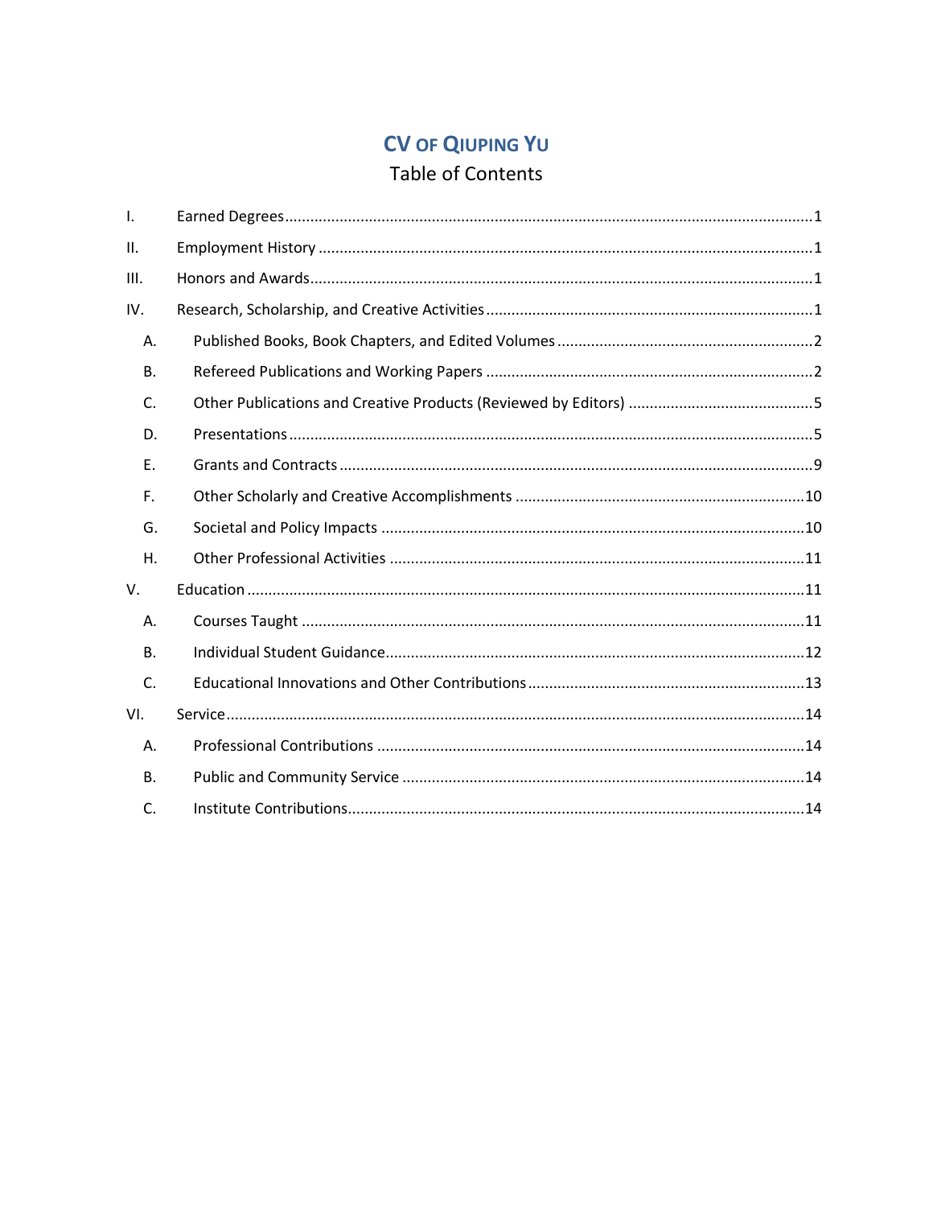# CV of Qiuping Yu

## Table of Contents

- I. Earned Degrees ........ 1
- II. Employment History ........ 1
- III. Honors and Awards ........ 1
- IV. Research, Scholarship, and Creative Activities ........ 1
  - A. Published Books, Book Chapters, and Edited Volumes ........ 2
  - B. Refereed Publications and Working Papers ........ 2
  - C. Other Publications and Creative Products (Reviewed by Editors) ........ 5
  - D. Presentations ........ 5
  - E. Grants and Contracts ........ 9
  - F. Other Scholarly and Creative Accomplishments ........ 10
  - G. Societal and Policy Impacts ........ 10
  - H. Other Professional Activities ........ 11
- V. Education ........ 11
  - A. Courses Taught ........ 11
  - B. Individual Student Guidance ........ 12
  - C. Educational Innovations and Other Contributions ........ 13
- VI. Service ........ 14
  - A. Professional Contributions ........ 14
  - B. Public and Community Service ........ 14
  - C. Institute Contributions ........ 14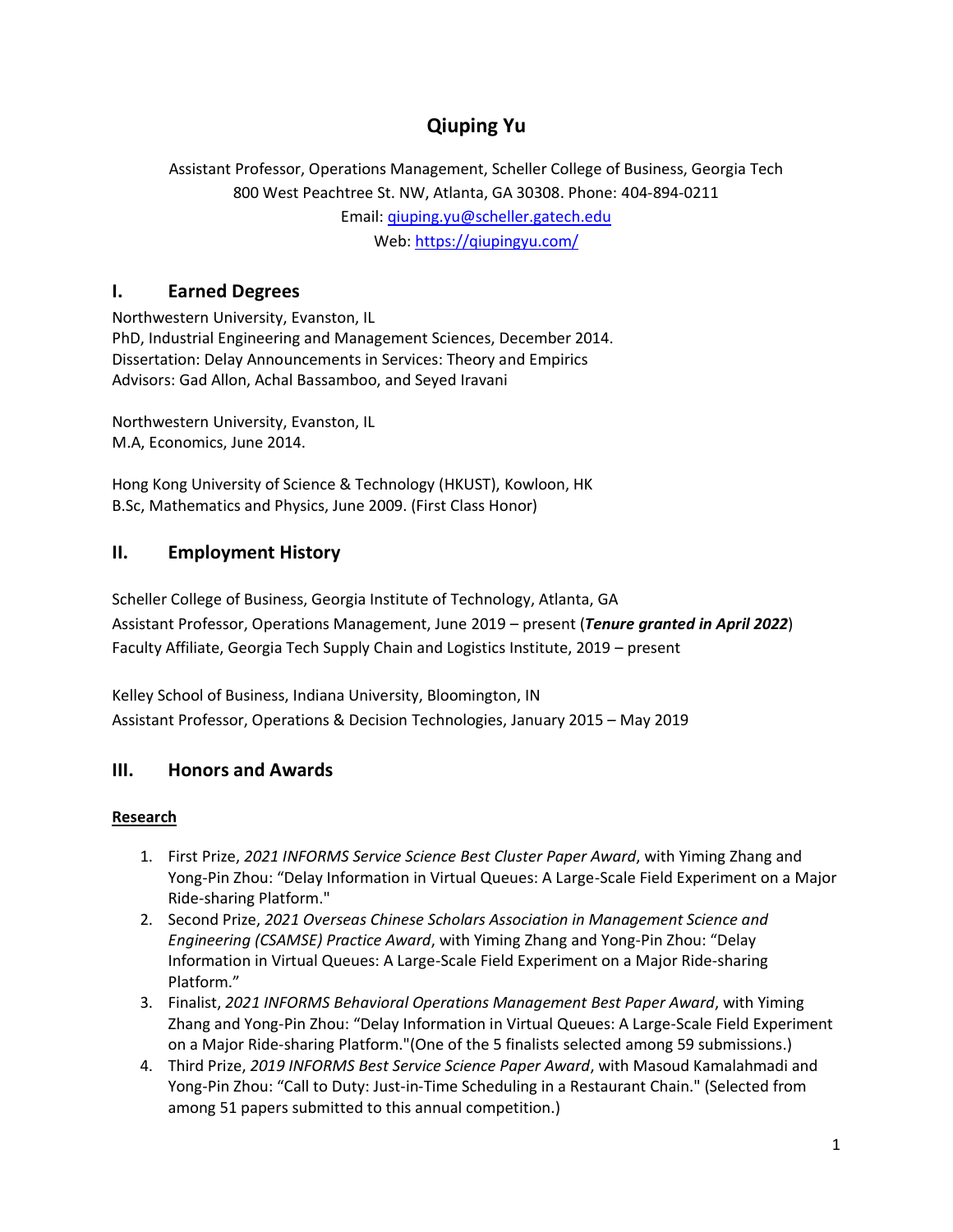# Qiuping Yu

Assistant Professor, Operations Management, Scheller College of Business, Georgia Tech
800 West Peachtree St. NW, Atlanta, GA 30308. Phone: 404-894-0211
Email: [qiuping.yu@scheller.gatech.edu](mailto:qiuping.yu@scheller.gatech.edu)
Web: [https://qiupingyu.com/](https://qiupingyu.com/)

## I. Earned Degrees

Northwestern University, Evanston, IL
PhD, Industrial Engineering and Management Sciences, December 2014.
Dissertation: Delay Announcements in Services: Theory and Empirics
Advisors: Gad Allon, Achal Bassamboo, and Seyed Iravani

Northwestern University, Evanston, IL
M.A, Economics, June 2014.

Hong Kong University of Science & Technology (HKUST), Kowloon, HK
B.Sc, Mathematics and Physics, June 2009. (First Class Honor)

## II. Employment History

Scheller College of Business, Georgia Institute of Technology, Atlanta, GA
Assistant Professor, Operations Management, June 2019 – present (***Tenure granted in April 2022***)
Faculty Affiliate, Georgia Tech Supply Chain and Logistics Institute, 2019 – present

Kelley School of Business, Indiana University, Bloomington, IN
Assistant Professor, Operations & Decision Technologies, January 2015 – May 2019

## III. Honors and Awards

**Research**

1. First Prize, *2021 INFORMS Service Science Best Cluster Paper Award*, with Yiming Zhang and Yong-Pin Zhou: "Delay Information in Virtual Queues: A Large-Scale Field Experiment on a Major Ride-sharing Platform."
2. Second Prize, *2021 Overseas Chinese Scholars Association in Management Science and Engineering (CSAMSE) Practice Award*, with Yiming Zhang and Yong-Pin Zhou: "Delay Information in Virtual Queues: A Large-Scale Field Experiment on a Major Ride-sharing Platform."
3. Finalist, *2021 INFORMS Behavioral Operations Management Best Paper Award*, with Yiming Zhang and Yong-Pin Zhou: "Delay Information in Virtual Queues: A Large-Scale Field Experiment on a Major Ride-sharing Platform."(One of the 5 finalists selected among 59 submissions.)
4. Third Prize, *2019 INFORMS Best Service Science Paper Award*, with Masoud Kamalahmadi and Yong-Pin Zhou: "Call to Duty: Just-in-Time Scheduling in a Restaurant Chain." (Selected from among 51 papers submitted to this annual competition.)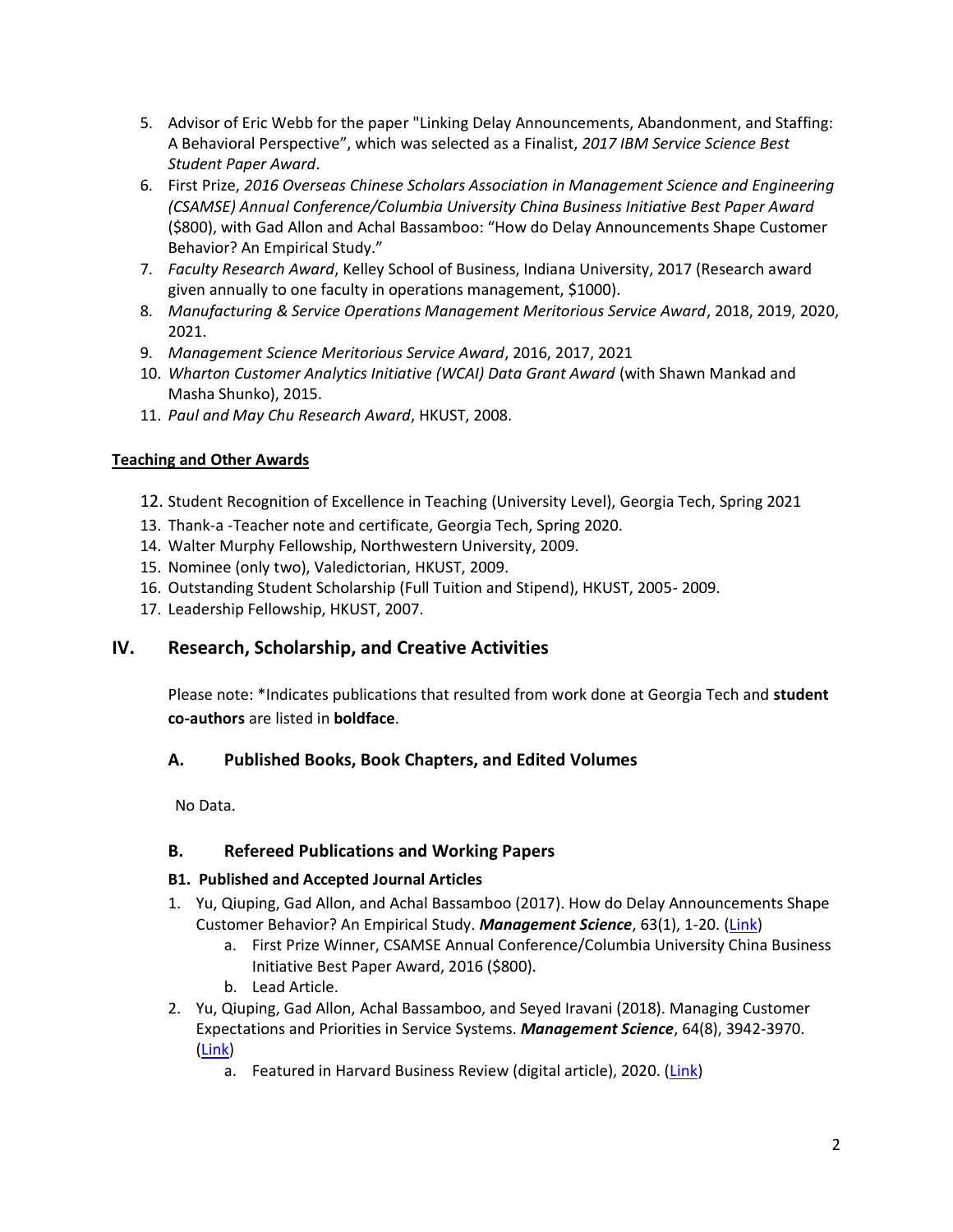5. Advisor of Eric Webb for the paper "Linking Delay Announcements, Abandonment, and Staffing: A Behavioral Perspective", which was selected as a Finalist, *2017 IBM Service Science Best Student Paper Award*.
6. First Prize, *2016 Overseas Chinese Scholars Association in Management Science and Engineering (CSAMSE) Annual Conference/Columbia University China Business Initiative Best Paper Award* ($800), with Gad Allon and Achal Bassamboo: "How do Delay Announcements Shape Customer Behavior? An Empirical Study."
7. *Faculty Research Award*, Kelley School of Business, Indiana University, 2017 (Research award given annually to one faculty in operations management, $1000).
8. *Manufacturing & Service Operations Management Meritorious Service Award*, 2018, 2019, 2020, 2021.
9. *Management Science Meritorious Service Award*, 2016, 2017, 2021
10. *Wharton Customer Analytics Initiative (WCAI) Data Grant Award* (with Shawn Mankad and Masha Shunko), 2015.
11. *Paul and May Chu Research Award*, HKUST, 2008.

**<u>Teaching and Other Awards</u>**

12. Student Recognition of Excellence in Teaching (University Level), Georgia Tech, Spring 2021
13. Thank-a -Teacher note and certificate, Georgia Tech, Spring 2020.
14. Walter Murphy Fellowship, Northwestern University, 2009.
15. Nominee (only two), Valedictorian, HKUST, 2009.
16. Outstanding Student Scholarship (Full Tuition and Stipend), HKUST, 2005- 2009.
17. Leadership Fellowship, HKUST, 2007.

## IV. Research, Scholarship, and Creative Activities

Please note: *Indicates publications that resulted from work done at Georgia Tech and **student co-authors** are listed in **boldface**.

### A. Published Books, Book Chapters, and Edited Volumes

No Data.

### B. Refereed Publications and Working Papers

#### B1. Published and Accepted Journal Articles

1. Yu, Qiuping, Gad Allon, and Achal Bassamboo (2017). How do Delay Announcements Shape Customer Behavior? An Empirical Study. ***Management Science***, 63(1), 1-20. (Link)
   a. First Prize Winner, CSAMSE Annual Conference/Columbia University China Business Initiative Best Paper Award, 2016 ($800).
   b. Lead Article.
2. Yu, Qiuping, Gad Allon, Achal Bassamboo, and Seyed Iravani (2018). Managing Customer Expectations and Priorities in Service Systems. ***Management Science***, 64(8), 3942-3970. (Link)
   a. Featured in Harvard Business Review (digital article), 2020. (Link)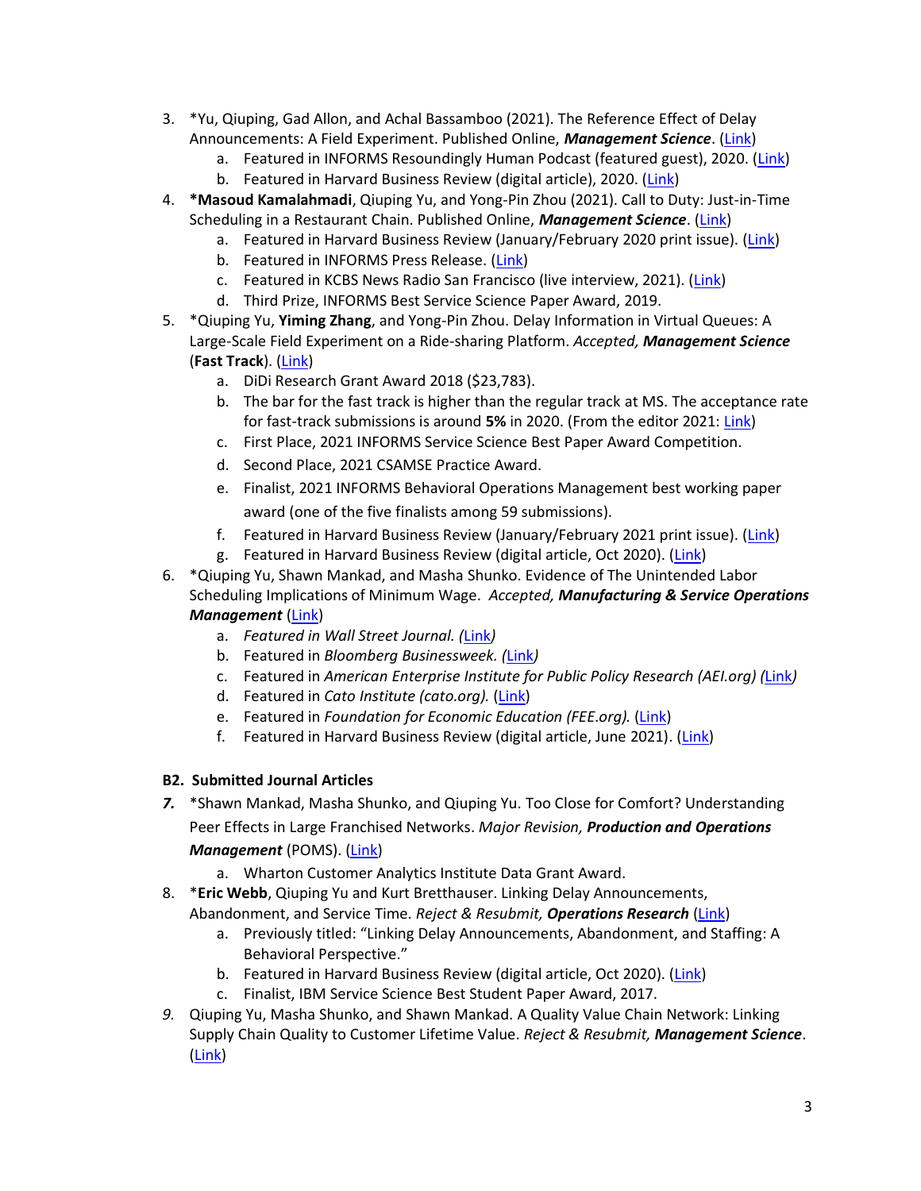3. *Yu, Qiuping, Gad Allon, and Achal Bassamboo (2021). The Reference Effect of Delay Announcements: A Field Experiment. Published Online, ***Management Science***. (Link)
    a. Featured in INFORMS Resoundingly Human Podcast (featured guest), 2020. (Link)
    b. Featured in Harvard Business Review (digital article), 2020. (Link)
4. ***Masoud Kamalahmadi**, Qiuping Yu, and Yong-Pin Zhou (2021). Call to Duty: Just-in-Time Scheduling in a Restaurant Chain. Published Online, ***Management Science***. (Link)
    a. Featured in Harvard Business Review (January/February 2020 print issue). (Link)
    b. Featured in INFORMS Press Release. (Link)
    c. Featured in KCBS News Radio San Francisco (live interview, 2021). (Link)
    d. Third Prize, INFORMS Best Service Science Paper Award, 2019.
5. *Qiuping Yu, **Yiming Zhang**, and Yong-Pin Zhou. Delay Information in Virtual Queues: A Large-Scale Field Experiment on a Ride-sharing Platform. *Accepted*, ***Management Science*** (**Fast Track**). (Link)
    a. DiDi Research Grant Award 2018 ($23,783).
    b. The bar for the fast track is higher than the regular track at MS. The acceptance rate for fast-track submissions is around **5%** in 2020. (From the editor 2021: Link)
    c. First Place, 2021 INFORMS Service Science Best Paper Award Competition.
    d. Second Place, 2021 CSAMSE Practice Award.
    e. Finalist, 2021 INFORMS Behavioral Operations Management best working paper award (one of the five finalists among 59 submissions).
    f. Featured in Harvard Business Review (January/February 2021 print issue). (Link)
    g. Featured in Harvard Business Review (digital article, Oct 2020). (Link)
6. *Qiuping Yu, Shawn Mankad, and Masha Shunko. Evidence of The Unintended Labor Scheduling Implications of Minimum Wage. *Accepted*, ***Manufacturing & Service Operations Management*** (Link)
    a. *Featured in Wall Street Journal. (Link)*
    b. Featured in *Bloomberg Businessweek. (Link)*
    c. Featured in *American Enterprise Institute for Public Policy Research (AEI.org) (Link)*
    d. Featured in *Cato Institute (cato.org).* (Link)
    e. Featured in *Foundation for Economic Education (FEE.org).* (Link)
    f. Featured in Harvard Business Review (digital article, June 2021). (Link)

### B2. Submitted Journal Articles

7. *Shawn Mankad, Masha Shunko, and Qiuping Yu. Too Close for Comfort? Understanding Peer Effects in Large Franchised Networks. *Major Revision*, ***Production and Operations Management*** (POMS). (Link)
    a. Wharton Customer Analytics Institute Data Grant Award.
8. ***Eric Webb**, Qiuping Yu and Kurt Bretthauser. Linking Delay Announcements, Abandonment, and Service Time. *Reject & Resubmit*, ***Operations Research*** (Link)
    a. Previously titled: "Linking Delay Announcements, Abandonment, and Staffing: A Behavioral Perspective."
    b. Featured in Harvard Business Review (digital article, Oct 2020). (Link)
    c. Finalist, IBM Service Science Best Student Paper Award, 2017.
9. Qiuping Yu, Masha Shunko, and Shawn Mankad. A Quality Value Chain Network: Linking Supply Chain Quality to Customer Lifetime Value. *Reject & Resubmit*, ***Management Science***. (Link)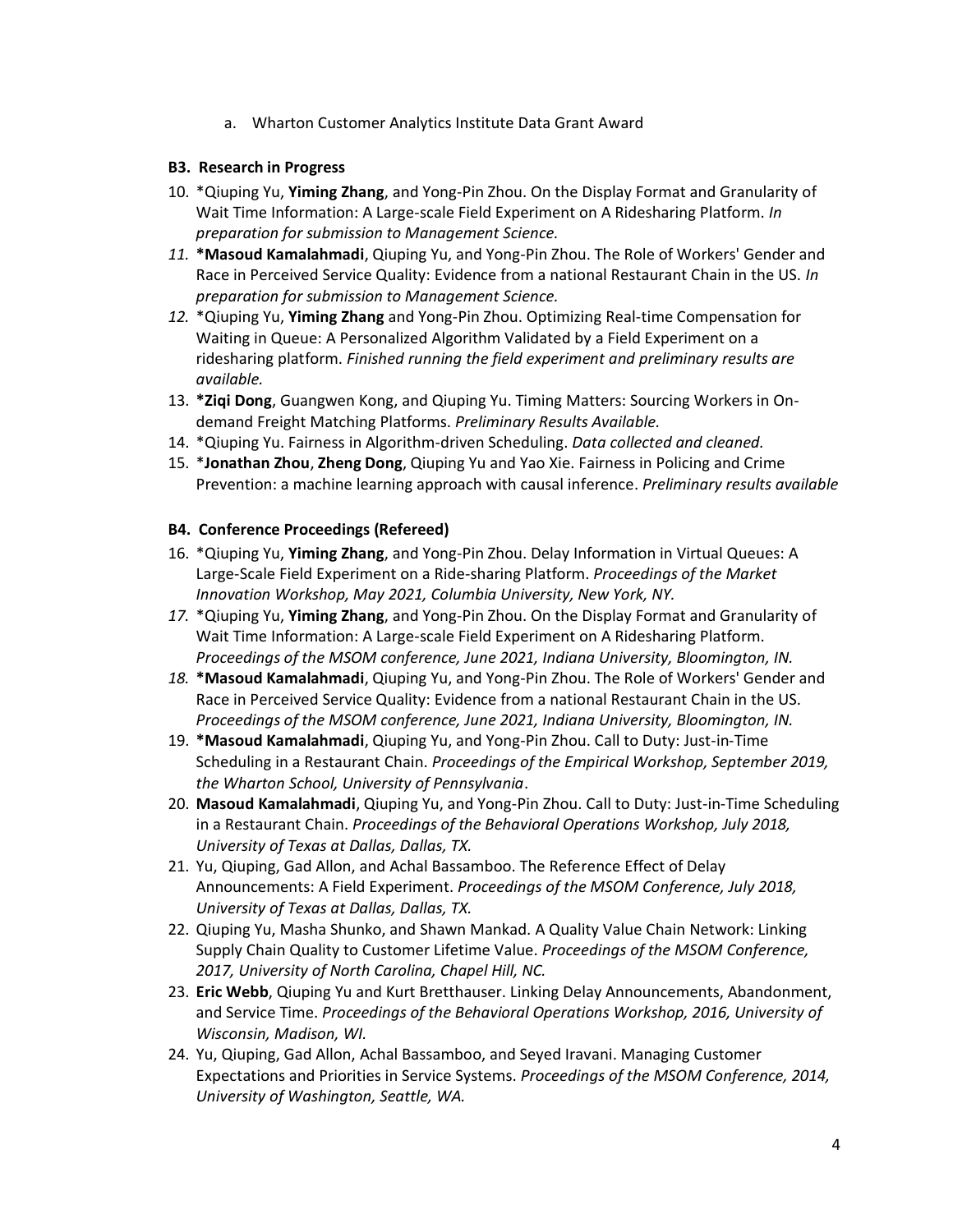a. Wharton Customer Analytics Institute Data Grant Award

### B3. Research in Progress

10. *Qiuping Yu, **Yiming Zhang**, and Yong-Pin Zhou. On the Display Format and Granularity of Wait Time Information: A Large-scale Field Experiment on A Ridesharing Platform. *In preparation for submission to Management Science.*
11. ***Masoud Kamalahmadi**, Qiuping Yu, and Yong-Pin Zhou. The Role of Workers' Gender and Race in Perceived Service Quality: Evidence from a national Restaurant Chain in the US. *In preparation for submission to Management Science.*
12. *Qiuping Yu, **Yiming Zhang** and Yong-Pin Zhou. Optimizing Real-time Compensation for Waiting in Queue: A Personalized Algorithm Validated by a Field Experiment on a ridesharing platform. *Finished running the field experiment and preliminary results are available.*
13. ***Ziqi Dong**, Guangwen Kong, and Qiuping Yu. Timing Matters: Sourcing Workers in On-demand Freight Matching Platforms. *Preliminary Results Available.*
14. *Qiuping Yu. Fairness in Algorithm-driven Scheduling. *Data collected and cleaned.*
15. ***Jonathan Zhou**, **Zheng Dong**, Qiuping Yu and Yao Xie. Fairness in Policing and Crime Prevention: a machine learning approach with causal inference. *Preliminary results available*

### B4. Conference Proceedings (Refereed)

16. *Qiuping Yu, **Yiming Zhang**, and Yong-Pin Zhou. Delay Information in Virtual Queues: A Large-Scale Field Experiment on a Ride-sharing Platform. *Proceedings of the Market Innovation Workshop, May 2021, Columbia University, New York, NY.*
17. *Qiuping Yu, **Yiming Zhang**, and Yong-Pin Zhou. On the Display Format and Granularity of Wait Time Information: A Large-scale Field Experiment on A Ridesharing Platform. *Proceedings of the MSOM conference, June 2021, Indiana University, Bloomington, IN.*
18. ***Masoud Kamalahmadi**, Qiuping Yu, and Yong-Pin Zhou. The Role of Workers' Gender and Race in Perceived Service Quality: Evidence from a national Restaurant Chain in the US. *Proceedings of the MSOM conference, June 2021, Indiana University, Bloomington, IN.*
19. ***Masoud Kamalahmadi**, Qiuping Yu, and Yong-Pin Zhou. Call to Duty: Just-in-Time Scheduling in a Restaurant Chain. *Proceedings of the Empirical Workshop, September 2019, the Wharton School, University of Pennsylvania*.
20. **Masoud Kamalahmadi**, Qiuping Yu, and Yong-Pin Zhou. Call to Duty: Just-in-Time Scheduling in a Restaurant Chain. *Proceedings of the Behavioral Operations Workshop, July 2018, University of Texas at Dallas, Dallas, TX.*
21. Yu, Qiuping, Gad Allon, and Achal Bassamboo. The Reference Effect of Delay Announcements: A Field Experiment. *Proceedings of the MSOM Conference, July 2018, University of Texas at Dallas, Dallas, TX.*
22. Qiuping Yu, Masha Shunko, and Shawn Mankad. A Quality Value Chain Network: Linking Supply Chain Quality to Customer Lifetime Value. *Proceedings of the MSOM Conference, 2017, University of North Carolina, Chapel Hill, NC.*
23. **Eric Webb**, Qiuping Yu and Kurt Bretthauser. Linking Delay Announcements, Abandonment, and Service Time. *Proceedings of the Behavioral Operations Workshop, 2016, University of Wisconsin, Madison, WI.*
24. Yu, Qiuping, Gad Allon, Achal Bassamboo, and Seyed Iravani. Managing Customer Expectations and Priorities in Service Systems. *Proceedings of the MSOM Conference, 2014, University of Washington, Seattle, WA.*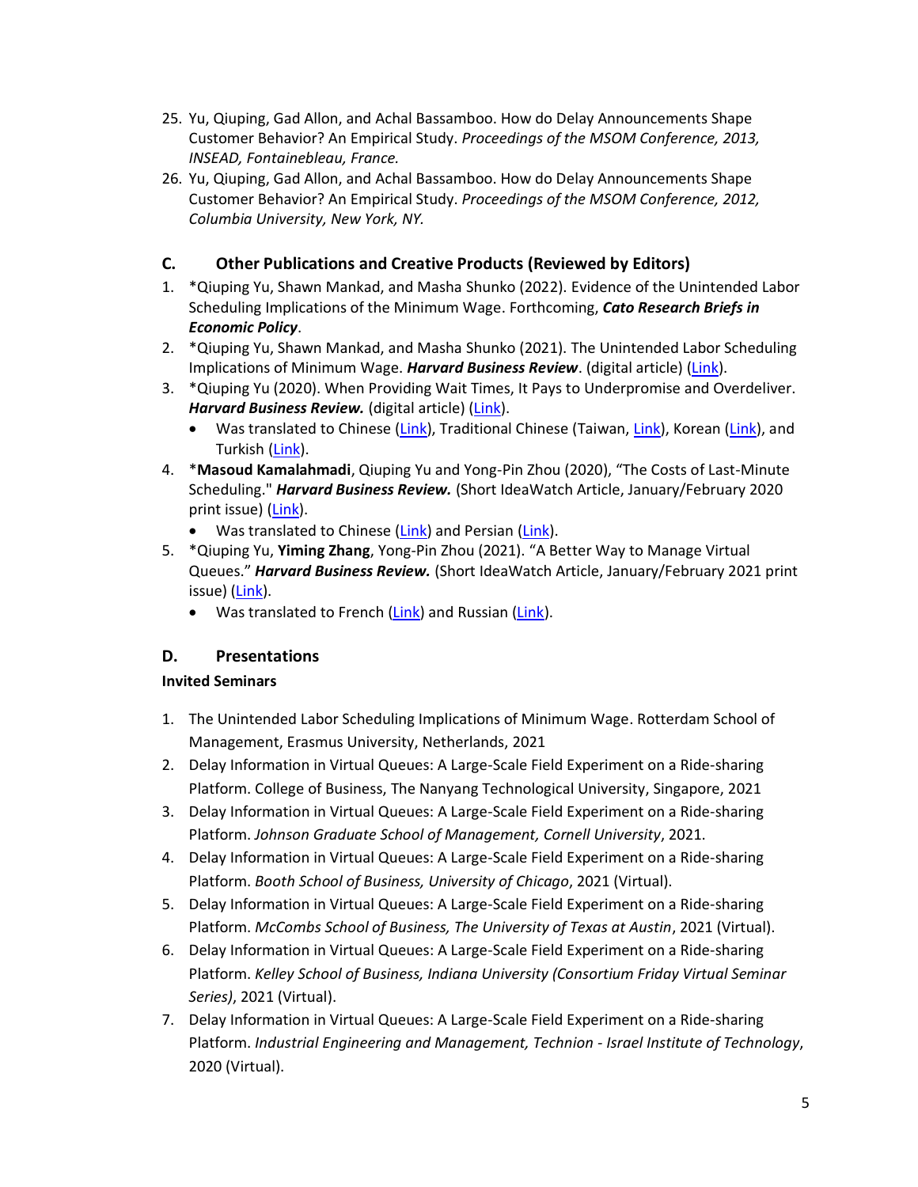25. Yu, Qiuping, Gad Allon, and Achal Bassamboo. How do Delay Announcements Shape Customer Behavior? An Empirical Study. *Proceedings of the MSOM Conference, 2013, INSEAD, Fontainebleau, France.*
26. Yu, Qiuping, Gad Allon, and Achal Bassamboo. How do Delay Announcements Shape Customer Behavior? An Empirical Study. *Proceedings of the MSOM Conference, 2012, Columbia University, New York, NY.*

## C. Other Publications and Creative Products (Reviewed by Editors)

1. *Qiuping Yu, Shawn Mankad, and Masha Shunko (2022). Evidence of the Unintended Labor Scheduling Implications of the Minimum Wage. Forthcoming, ***Cato Research Briefs in Economic Policy***.
2. *Qiuping Yu, Shawn Mankad, and Masha Shunko (2021). The Unintended Labor Scheduling Implications of Minimum Wage. ***Harvard Business Review***. (digital article) (Link).
3. *Qiuping Yu (2020). When Providing Wait Times, It Pays to Underpromise and Overdeliver. ***Harvard Business Review.*** (digital article) (Link).
   - Was translated to Chinese (Link), Traditional Chinese (Taiwan, Link), Korean (Link), and Turkish (Link).
4. ***Masoud Kamalahmadi**, Qiuping Yu and Yong-Pin Zhou (2020), "The Costs of Last-Minute Scheduling." ***Harvard Business Review.*** (Short IdeaWatch Article, January/February 2020 print issue) (Link).
   - Was translated to Chinese (Link) and Persian (Link).
5. *Qiuping Yu, **Yiming Zhang**, Yong-Pin Zhou (2021). "A Better Way to Manage Virtual Queues." ***Harvard Business Review.*** (Short IdeaWatch Article, January/February 2021 print issue) (Link).
   - Was translated to French (Link) and Russian (Link).

## D. Presentations

**Invited Seminars**

1. The Unintended Labor Scheduling Implications of Minimum Wage. Rotterdam School of Management, Erasmus University, Netherlands, 2021
2. Delay Information in Virtual Queues: A Large-Scale Field Experiment on a Ride-sharing Platform. College of Business, The Nanyang Technological University, Singapore, 2021
3. Delay Information in Virtual Queues: A Large-Scale Field Experiment on a Ride-sharing Platform. *Johnson Graduate School of Management, Cornell University*, 2021.
4. Delay Information in Virtual Queues: A Large-Scale Field Experiment on a Ride-sharing Platform. *Booth School of Business, University of Chicago*, 2021 (Virtual).
5. Delay Information in Virtual Queues: A Large-Scale Field Experiment on a Ride-sharing Platform. *McCombs School of Business, The University of Texas at Austin*, 2021 (Virtual).
6. Delay Information in Virtual Queues: A Large-Scale Field Experiment on a Ride-sharing Platform. *Kelley School of Business, Indiana University (Consortium Friday Virtual Seminar Series)*, 2021 (Virtual).
7. Delay Information in Virtual Queues: A Large-Scale Field Experiment on a Ride-sharing Platform. *Industrial Engineering and Management, Technion - Israel Institute of Technology*, 2020 (Virtual).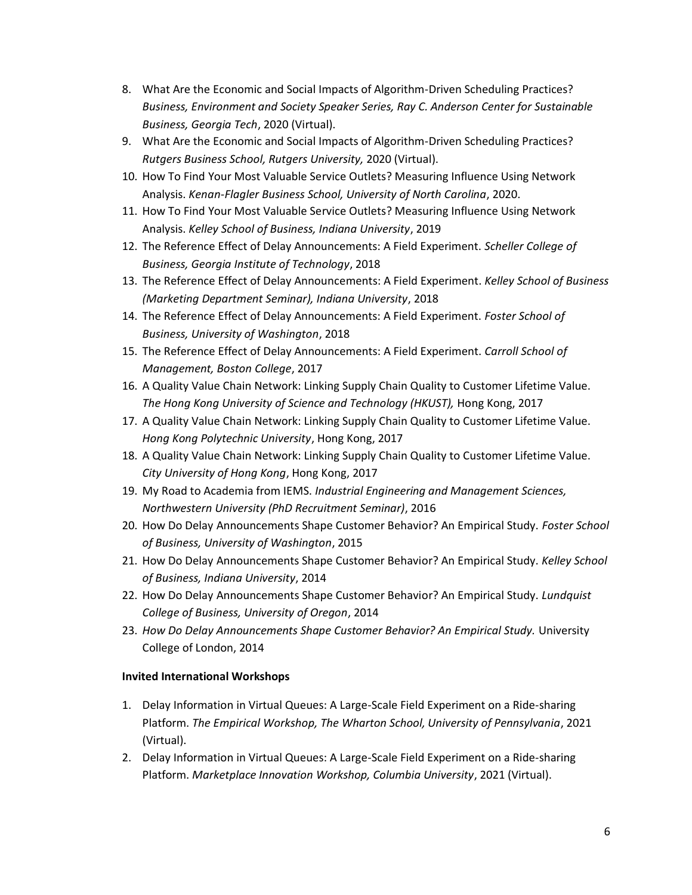8. What Are the Economic and Social Impacts of Algorithm-Driven Scheduling Practices? *Business, Environment and Society Speaker Series, Ray C. Anderson Center for Sustainable Business, Georgia Tech*, 2020 (Virtual).
9. What Are the Economic and Social Impacts of Algorithm-Driven Scheduling Practices? *Rutgers Business School, Rutgers University,* 2020 (Virtual).
10. How To Find Your Most Valuable Service Outlets? Measuring Influence Using Network Analysis. *Kenan-Flagler Business School, University of North Carolina*, 2020.
11. How To Find Your Most Valuable Service Outlets? Measuring Influence Using Network Analysis. *Kelley School of Business, Indiana University*, 2019
12. The Reference Effect of Delay Announcements: A Field Experiment. *Scheller College of Business, Georgia Institute of Technology*, 2018
13. The Reference Effect of Delay Announcements: A Field Experiment. *Kelley School of Business (Marketing Department Seminar), Indiana University*, 2018
14. The Reference Effect of Delay Announcements: A Field Experiment. *Foster School of Business, University of Washington*, 2018
15. The Reference Effect of Delay Announcements: A Field Experiment. *Carroll School of Management, Boston College*, 2017
16. A Quality Value Chain Network: Linking Supply Chain Quality to Customer Lifetime Value. *The Hong Kong University of Science and Technology (HKUST),* Hong Kong, 2017
17. A Quality Value Chain Network: Linking Supply Chain Quality to Customer Lifetime Value. *Hong Kong Polytechnic University*, Hong Kong, 2017
18. A Quality Value Chain Network: Linking Supply Chain Quality to Customer Lifetime Value. *City University of Hong Kong*, Hong Kong, 2017
19. My Road to Academia from IEMS. *Industrial Engineering and Management Sciences, Northwestern University (PhD Recruitment Seminar)*, 2016
20. How Do Delay Announcements Shape Customer Behavior? An Empirical Study. *Foster School of Business, University of Washington*, 2015
21. How Do Delay Announcements Shape Customer Behavior? An Empirical Study. *Kelley School of Business, Indiana University*, 2014
22. How Do Delay Announcements Shape Customer Behavior? An Empirical Study. *Lundquist College of Business, University of Oregon*, 2014
23. *How Do Delay Announcements Shape Customer Behavior? An Empirical Study.* University College of London, 2014

**Invited International Workshops**

1. Delay Information in Virtual Queues: A Large-Scale Field Experiment on a Ride-sharing Platform. *The Empirical Workshop, The Wharton School, University of Pennsylvania*, 2021 (Virtual).
2. Delay Information in Virtual Queues: A Large-Scale Field Experiment on a Ride-sharing Platform. *Marketplace Innovation Workshop, Columbia University*, 2021 (Virtual).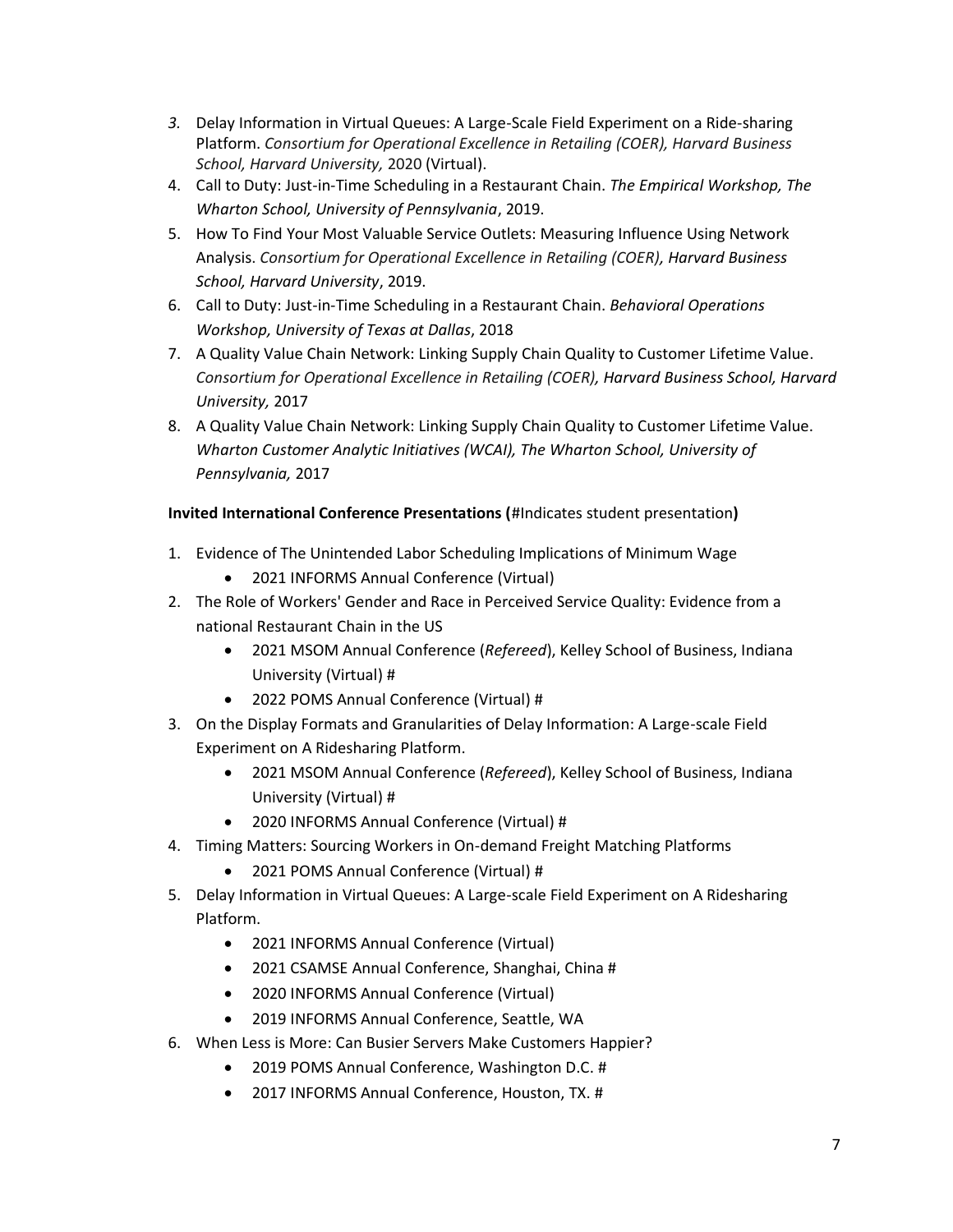3. Delay Information in Virtual Queues: A Large-Scale Field Experiment on a Ride-sharing Platform. *Consortium for Operational Excellence in Retailing (COER), Harvard Business School, Harvard University,* 2020 (Virtual).
4. Call to Duty: Just-in-Time Scheduling in a Restaurant Chain. *The Empirical Workshop, The Wharton School, University of Pennsylvania*, 2019.
5. How To Find Your Most Valuable Service Outlets: Measuring Influence Using Network Analysis. *Consortium for Operational Excellence in Retailing (COER), Harvard Business School, Harvard University*, 2019.
6. Call to Duty: Just-in-Time Scheduling in a Restaurant Chain. *Behavioral Operations Workshop, University of Texas at Dallas*, 2018
7. A Quality Value Chain Network: Linking Supply Chain Quality to Customer Lifetime Value. *Consortium for Operational Excellence in Retailing (COER), Harvard Business School, Harvard University,* 2017
8. A Quality Value Chain Network: Linking Supply Chain Quality to Customer Lifetime Value. *Wharton Customer Analytic Initiatives (WCAI), The Wharton School, University of Pennsylvania,* 2017

**Invited International Conference Presentations (**#Indicates student presentation**)**

1. Evidence of The Unintended Labor Scheduling Implications of Minimum Wage
   - 2021 INFORMS Annual Conference (Virtual)
2. The Role of Workers' Gender and Race in Perceived Service Quality: Evidence from a national Restaurant Chain in the US
   - 2021 MSOM Annual Conference (*Refereed*), Kelley School of Business, Indiana University (Virtual) #
   - 2022 POMS Annual Conference (Virtual) #
3. On the Display Formats and Granularities of Delay Information: A Large-scale Field Experiment on A Ridesharing Platform.
   - 2021 MSOM Annual Conference (*Refereed*), Kelley School of Business, Indiana University (Virtual) #
   - 2020 INFORMS Annual Conference (Virtual) #
4. Timing Matters: Sourcing Workers in On-demand Freight Matching Platforms
   - 2021 POMS Annual Conference (Virtual) #
5. Delay Information in Virtual Queues: A Large-scale Field Experiment on A Ridesharing Platform.
   - 2021 INFORMS Annual Conference (Virtual)
   - 2021 CSAMSE Annual Conference, Shanghai, China #
   - 2020 INFORMS Annual Conference (Virtual)
   - 2019 INFORMS Annual Conference, Seattle, WA
6. When Less is More: Can Busier Servers Make Customers Happier?
   - 2019 POMS Annual Conference, Washington D.C. #
   - 2017 INFORMS Annual Conference, Houston, TX. #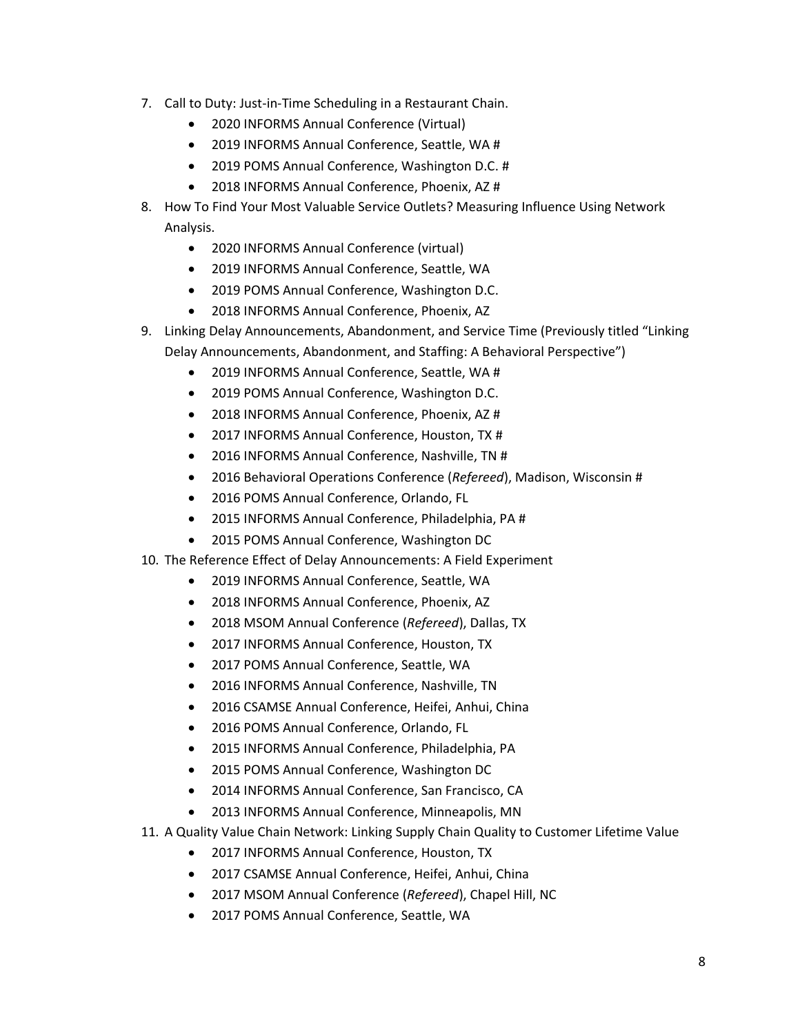7. Call to Duty: Just-in-Time Scheduling in a Restaurant Chain.
    - 2020 INFORMS Annual Conference (Virtual)
    - 2019 INFORMS Annual Conference, Seattle, WA #
    - 2019 POMS Annual Conference, Washington D.C. #
    - 2018 INFORMS Annual Conference, Phoenix, AZ #
8. How To Find Your Most Valuable Service Outlets? Measuring Influence Using Network Analysis.
    - 2020 INFORMS Annual Conference (virtual)
    - 2019 INFORMS Annual Conference, Seattle, WA
    - 2019 POMS Annual Conference, Washington D.C.
    - 2018 INFORMS Annual Conference, Phoenix, AZ
9. Linking Delay Announcements, Abandonment, and Service Time (Previously titled "Linking Delay Announcements, Abandonment, and Staffing: A Behavioral Perspective")
    - 2019 INFORMS Annual Conference, Seattle, WA #
    - 2019 POMS Annual Conference, Washington D.C.
    - 2018 INFORMS Annual Conference, Phoenix, AZ #
    - 2017 INFORMS Annual Conference, Houston, TX #
    - 2016 INFORMS Annual Conference, Nashville, TN #
    - 2016 Behavioral Operations Conference (*Refereed*), Madison, Wisconsin #
    - 2016 POMS Annual Conference, Orlando, FL
    - 2015 INFORMS Annual Conference, Philadelphia, PA #
    - 2015 POMS Annual Conference, Washington DC
10. The Reference Effect of Delay Announcements: A Field Experiment
    - 2019 INFORMS Annual Conference, Seattle, WA
    - 2018 INFORMS Annual Conference, Phoenix, AZ
    - 2018 MSOM Annual Conference (*Refereed*), Dallas, TX
    - 2017 INFORMS Annual Conference, Houston, TX
    - 2017 POMS Annual Conference, Seattle, WA
    - 2016 INFORMS Annual Conference, Nashville, TN
    - 2016 CSAMSE Annual Conference, Heifei, Anhui, China
    - 2016 POMS Annual Conference, Orlando, FL
    - 2015 INFORMS Annual Conference, Philadelphia, PA
    - 2015 POMS Annual Conference, Washington DC
    - 2014 INFORMS Annual Conference, San Francisco, CA
    - 2013 INFORMS Annual Conference, Minneapolis, MN
11. A Quality Value Chain Network: Linking Supply Chain Quality to Customer Lifetime Value
    - 2017 INFORMS Annual Conference, Houston, TX
    - 2017 CSAMSE Annual Conference, Heifei, Anhui, China
    - 2017 MSOM Annual Conference (*Refereed*), Chapel Hill, NC
    - 2017 POMS Annual Conference, Seattle, WA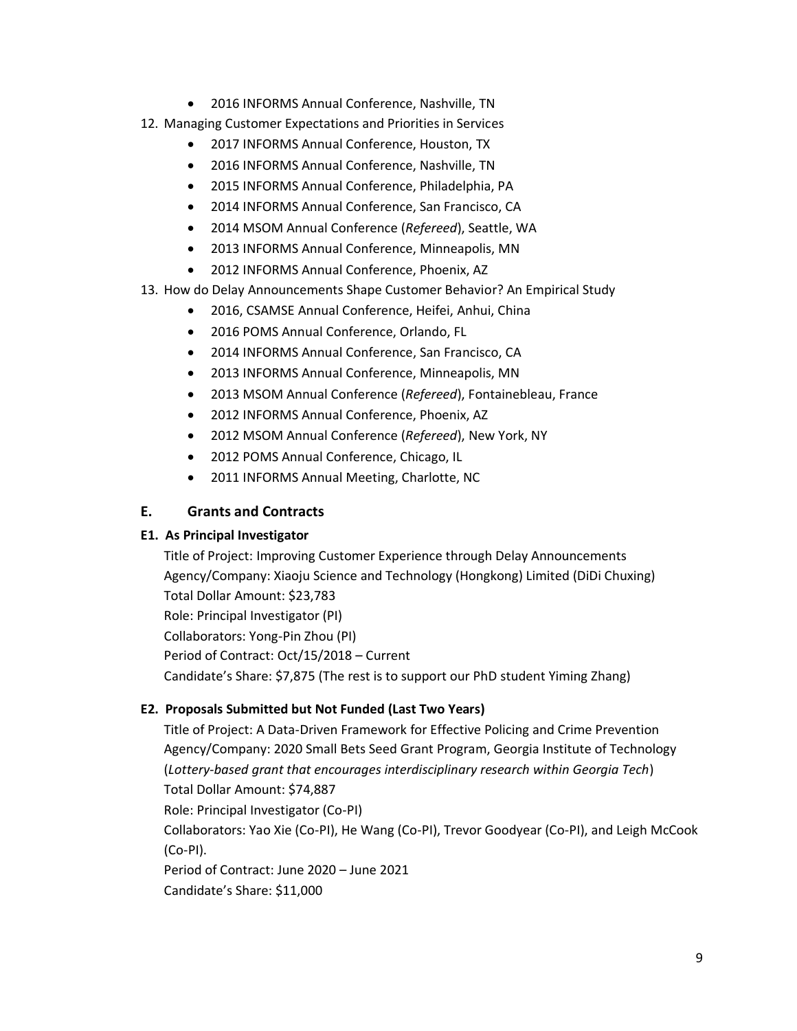- 2016 INFORMS Annual Conference, Nashville, TN

12. Managing Customer Expectations and Priorities in Services
    - 2017 INFORMS Annual Conference, Houston, TX
    - 2016 INFORMS Annual Conference, Nashville, TN
    - 2015 INFORMS Annual Conference, Philadelphia, PA
    - 2014 INFORMS Annual Conference, San Francisco, CA
    - 2014 MSOM Annual Conference (*Refereed*), Seattle, WA
    - 2013 INFORMS Annual Conference, Minneapolis, MN
    - 2012 INFORMS Annual Conference, Phoenix, AZ
13. How do Delay Announcements Shape Customer Behavior? An Empirical Study
    - 2016, CSAMSE Annual Conference, Heifei, Anhui, China
    - 2016 POMS Annual Conference, Orlando, FL
    - 2014 INFORMS Annual Conference, San Francisco, CA
    - 2013 INFORMS Annual Conference, Minneapolis, MN
    - 2013 MSOM Annual Conference (*Refereed*), Fontainebleau, France
    - 2012 INFORMS Annual Conference, Phoenix, AZ
    - 2012 MSOM Annual Conference (*Refereed*), New York, NY
    - 2012 POMS Annual Conference, Chicago, IL
    - 2011 INFORMS Annual Meeting, Charlotte, NC

## E. Grants and Contracts

### E1. As Principal Investigator

Title of Project: Improving Customer Experience through Delay Announcements
Agency/Company: Xiaoju Science and Technology (Hongkong) Limited (DiDi Chuxing)
Total Dollar Amount: $23,783
Role: Principal Investigator (PI)
Collaborators: Yong-Pin Zhou (PI)
Period of Contract: Oct/15/2018 – Current
Candidate's Share: $7,875 (The rest is to support our PhD student Yiming Zhang)

### E2. Proposals Submitted but Not Funded (Last Two Years)

Title of Project: A Data-Driven Framework for Effective Policing and Crime Prevention
Agency/Company: 2020 Small Bets Seed Grant Program, Georgia Institute of Technology (*Lottery-based grant that encourages interdisciplinary research within Georgia Tech*)
Total Dollar Amount: $74,887
Role: Principal Investigator (Co-PI)
Collaborators: Yao Xie (Co-PI), He Wang (Co-PI), Trevor Goodyear (Co-PI), and Leigh McCook (Co-PI).
Period of Contract: June 2020 – June 2021
Candidate's Share: $11,000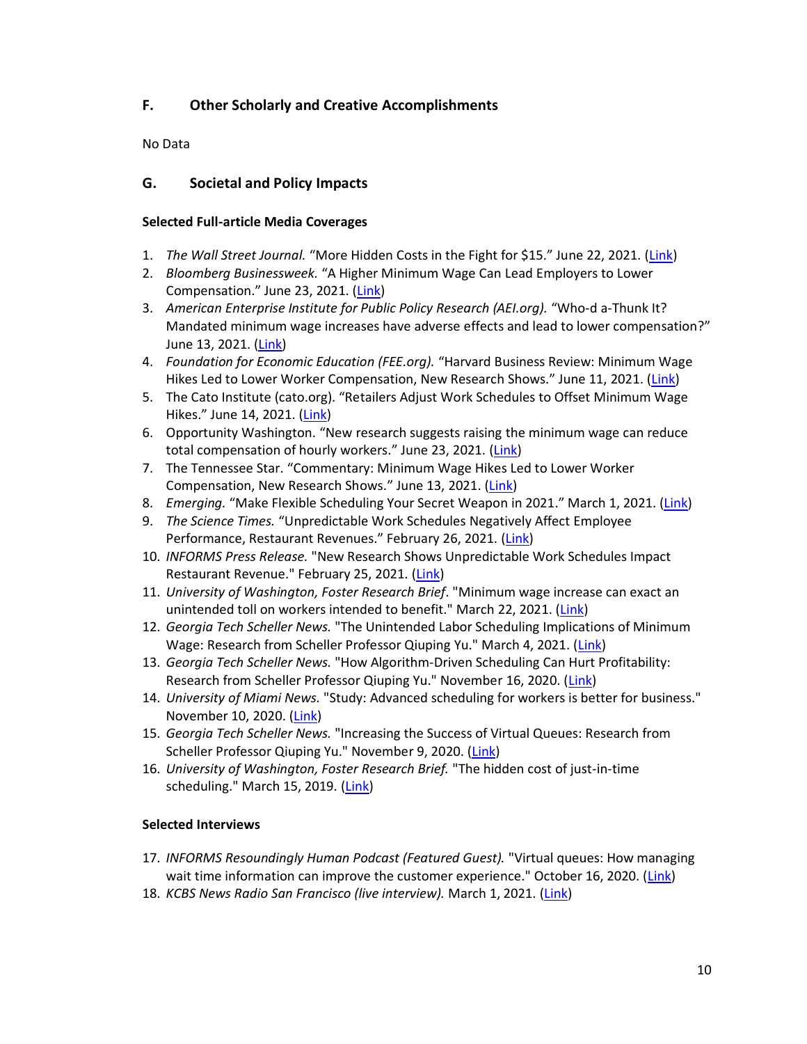## F. Other Scholarly and Creative Accomplishments

No Data

## G. Societal and Policy Impacts

**Selected Full-article Media Coverages**

1. *The Wall Street Journal.* “More Hidden Costs in the Fight for $15.” June 22, 2021. (Link)
2. *Bloomberg Businessweek.* “A Higher Minimum Wage Can Lead Employers to Lower Compensation.” June 23, 2021. (Link)
3. *American Enterprise Institute for Public Policy Research (AEI.org).* “Who-d a-Thunk It? Mandated minimum wage increases have adverse effects and lead to lower compensation?” June 13, 2021. (Link)
4. *Foundation for Economic Education (FEE.org).* “Harvard Business Review: Minimum Wage Hikes Led to Lower Worker Compensation, New Research Shows.” June 11, 2021. (Link)
5. The Cato Institute (cato.org). “Retailers Adjust Work Schedules to Offset Minimum Wage Hikes.” June 14, 2021. (Link)
6. Opportunity Washington. “New research suggests raising the minimum wage can reduce total compensation of hourly workers.” June 23, 2021. (Link)
7. The Tennessee Star. “Commentary: Minimum Wage Hikes Led to Lower Worker Compensation, New Research Shows.” June 13, 2021. (Link)
8. *Emerging.* “Make Flexible Scheduling Your Secret Weapon in 2021.” March 1, 2021. (Link)
9. *The Science Times.* “Unpredictable Work Schedules Negatively Affect Employee Performance, Restaurant Revenues.” February 26, 2021. (Link)
10. *INFORMS Press Release.* "New Research Shows Unpredictable Work Schedules Impact Restaurant Revenue." February 25, 2021. (Link)
11. *University of Washington, Foster Research Brief*. "Minimum wage increase can exact an unintended toll on workers intended to benefit." March 22, 2021. (Link)
12. *Georgia Tech Scheller News.* "The Unintended Labor Scheduling Implications of Minimum Wage: Research from Scheller Professor Qiuping Yu." March 4, 2021. (Link)
13. *Georgia Tech Scheller News.* "How Algorithm-Driven Scheduling Can Hurt Profitability: Research from Scheller Professor Qiuping Yu." November 16, 2020. (Link)
14. *University of Miami News.* "Study: Advanced scheduling for workers is better for business." November 10, 2020. (Link)
15. *Georgia Tech Scheller News.* "Increasing the Success of Virtual Queues: Research from Scheller Professor Qiuping Yu." November 9, 2020. (Link)
16. *University of Washington, Foster Research Brief.* "The hidden cost of just-in-time scheduling." March 15, 2019. (Link)

**Selected Interviews**

17. *INFORMS Resoundingly Human Podcast (Featured Guest).* "Virtual queues: How managing wait time information can improve the customer experience." October 16, 2020. (Link)
18. *KCBS News Radio San Francisco (live interview).* March 1, 2021. (Link)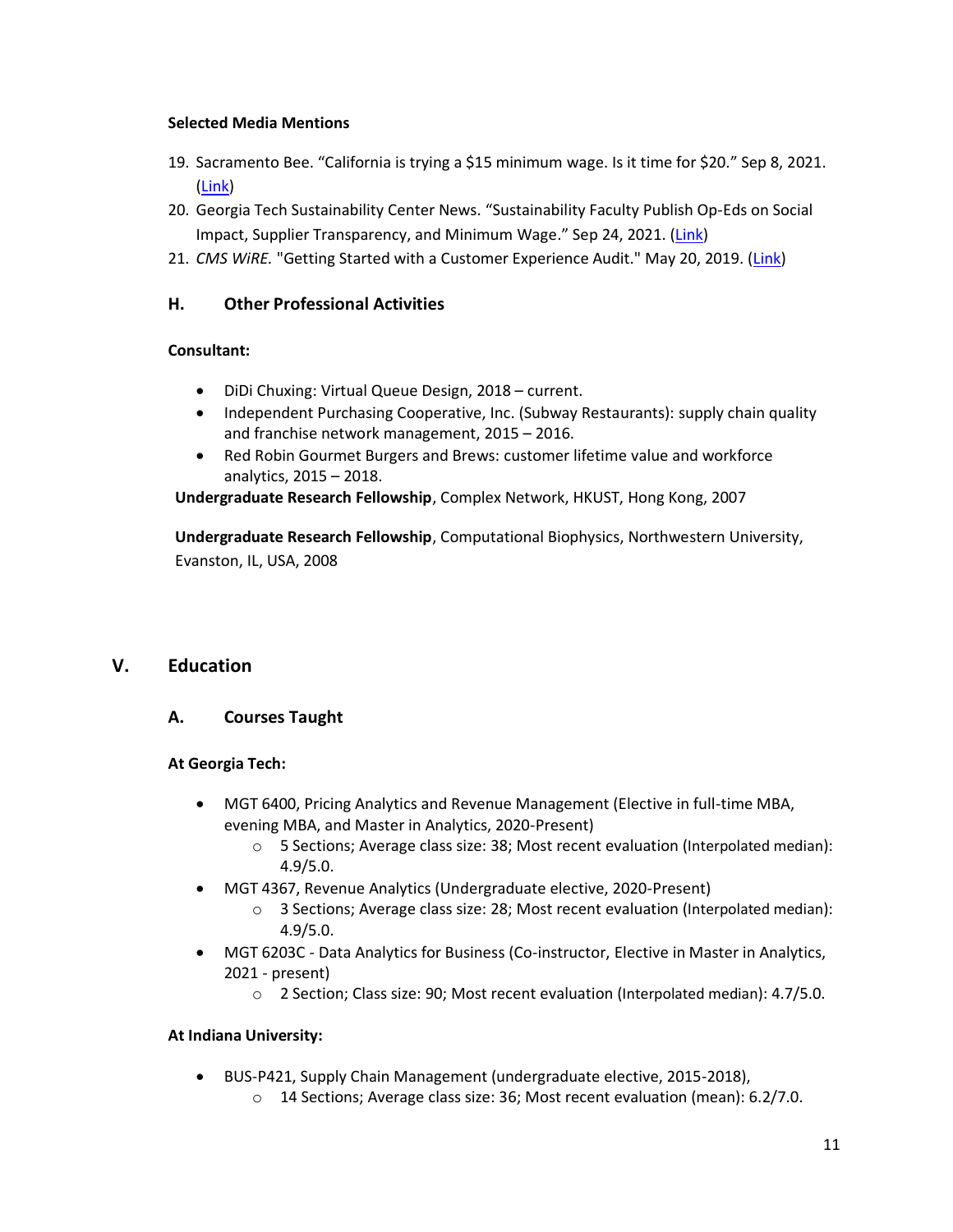**Selected Media Mentions**

19. Sacramento Bee. “California is trying a $15 minimum wage. Is it time for $20.” Sep 8, 2021. (Link)
20. Georgia Tech Sustainability Center News. “Sustainability Faculty Publish Op-Eds on Social Impact, Supplier Transparency, and Minimum Wage.” Sep 24, 2021. (Link)
21. *CMS WiRE.* "Getting Started with a Customer Experience Audit." May 20, 2019. (Link)

### H. Other Professional Activities

**Consultant:**

- DiDi Chuxing: Virtual Queue Design, 2018 – current.
- Independent Purchasing Cooperative, Inc. (Subway Restaurants): supply chain quality and franchise network management, 2015 – 2016.
- Red Robin Gourmet Burgers and Brews: customer lifetime value and workforce analytics, 2015 – 2018.

**Undergraduate Research Fellowship**, Complex Network, HKUST, Hong Kong, 2007

**Undergraduate Research Fellowship**, Computational Biophysics, Northwestern University, Evanston, IL, USA, 2008

## V. Education

### A. Courses Taught

**At Georgia Tech:**

- MGT 6400, Pricing Analytics and Revenue Management (Elective in full-time MBA, evening MBA, and Master in Analytics, 2020-Present)
  - 5 Sections; Average class size: 38; Most recent evaluation (Interpolated median): 4.9/5.0.
- MGT 4367, Revenue Analytics (Undergraduate elective, 2020-Present)
  - 3 Sections; Average class size: 28; Most recent evaluation (Interpolated median): 4.9/5.0.
- MGT 6203C - Data Analytics for Business (Co-instructor, Elective in Master in Analytics, 2021 - present)
  - 2 Section; Class size: 90; Most recent evaluation (Interpolated median): 4.7/5.0.

**At Indiana University:**

- BUS-P421, Supply Chain Management (undergraduate elective, 2015-2018),
  - 14 Sections; Average class size: 36; Most recent evaluation (mean): 6.2/7.0.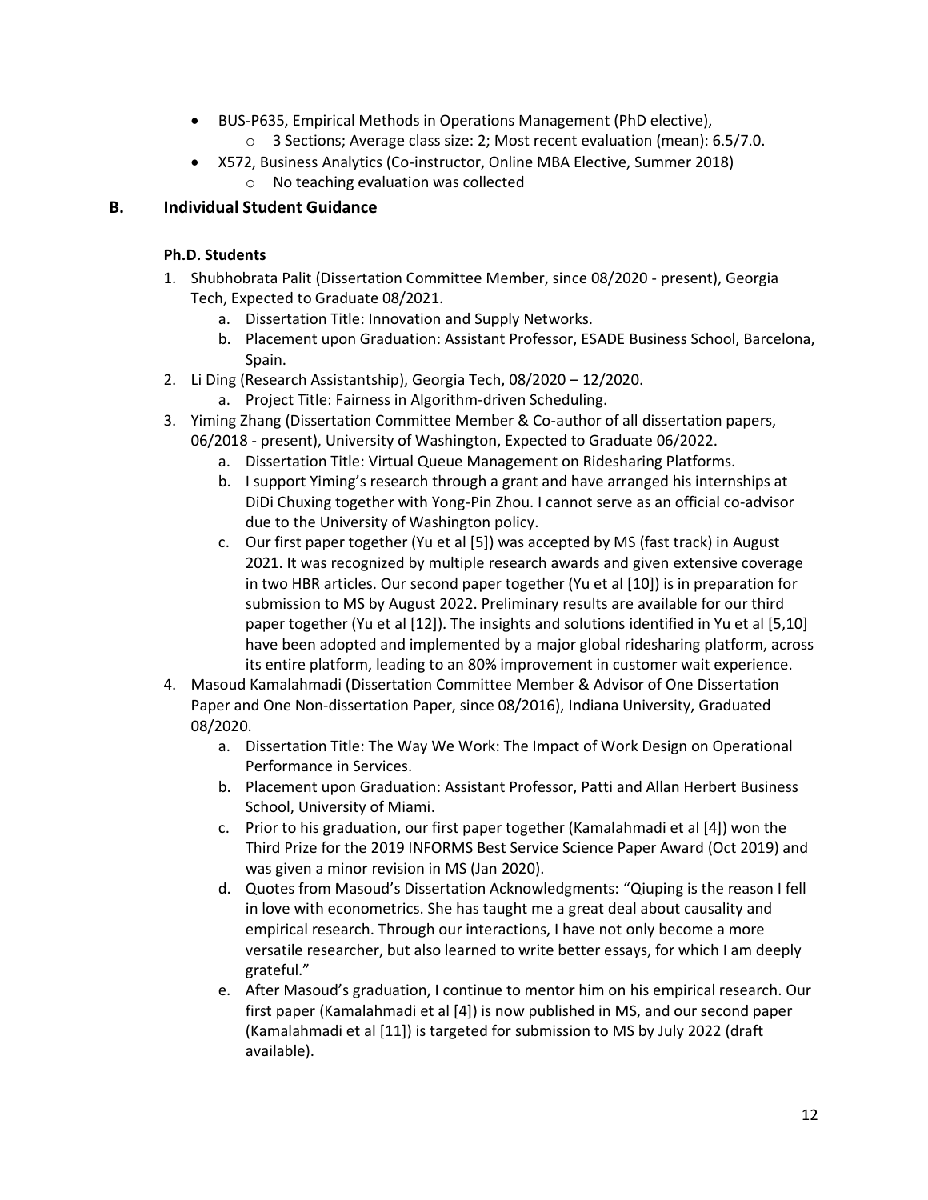- BUS-P635, Empirical Methods in Operations Management (PhD elective),
  - 3 Sections; Average class size: 2; Most recent evaluation (mean): 6.5/7.0.
- X572, Business Analytics (Co-instructor, Online MBA Elective, Summer 2018)
  - No teaching evaluation was collected

## B. Individual Student Guidance

**Ph.D. Students**

1. Shubhobrata Palit (Dissertation Committee Member, since 08/2020 - present), Georgia Tech, Expected to Graduate 08/2021.
   a. Dissertation Title: Innovation and Supply Networks.
   b. Placement upon Graduation: Assistant Professor, ESADE Business School, Barcelona, Spain.
2. Li Ding (Research Assistantship), Georgia Tech, 08/2020 – 12/2020.
   a. Project Title: Fairness in Algorithm-driven Scheduling.
3. Yiming Zhang (Dissertation Committee Member & Co-author of all dissertation papers, 06/2018 - present), University of Washington, Expected to Graduate 06/2022.
   a. Dissertation Title: Virtual Queue Management on Ridesharing Platforms.
   b. I support Yiming's research through a grant and have arranged his internships at DiDi Chuxing together with Yong-Pin Zhou. I cannot serve as an official co-advisor due to the University of Washington policy.
   c. Our first paper together (Yu et al [5]) was accepted by MS (fast track) in August 2021. It was recognized by multiple research awards and given extensive coverage in two HBR articles. Our second paper together (Yu et al [10]) is in preparation for submission to MS by August 2022. Preliminary results are available for our third paper together (Yu et al [12]). The insights and solutions identified in Yu et al [5,10] have been adopted and implemented by a major global ridesharing platform, across its entire platform, leading to an 80% improvement in customer wait experience.
4. Masoud Kamalahmadi (Dissertation Committee Member & Advisor of One Dissertation Paper and One Non-dissertation Paper, since 08/2016), Indiana University, Graduated 08/2020.
   a. Dissertation Title: The Way We Work: The Impact of Work Design on Operational Performance in Services.
   b. Placement upon Graduation: Assistant Professor, Patti and Allan Herbert Business School, University of Miami.
   c. Prior to his graduation, our first paper together (Kamalahmadi et al [4]) won the Third Prize for the 2019 INFORMS Best Service Science Paper Award (Oct 2019) and was given a minor revision in MS (Jan 2020).
   d. Quotes from Masoud's Dissertation Acknowledgments: "Qiuping is the reason I fell in love with econometrics. She has taught me a great deal about causality and empirical research. Through our interactions, I have not only become a more versatile researcher, but also learned to write better essays, for which I am deeply grateful."
   e. After Masoud's graduation, I continue to mentor him on his empirical research. Our first paper (Kamalahmadi et al [4]) is now published in MS, and our second paper (Kamalahmadi et al [11]) is targeted for submission to MS by July 2022 (draft available).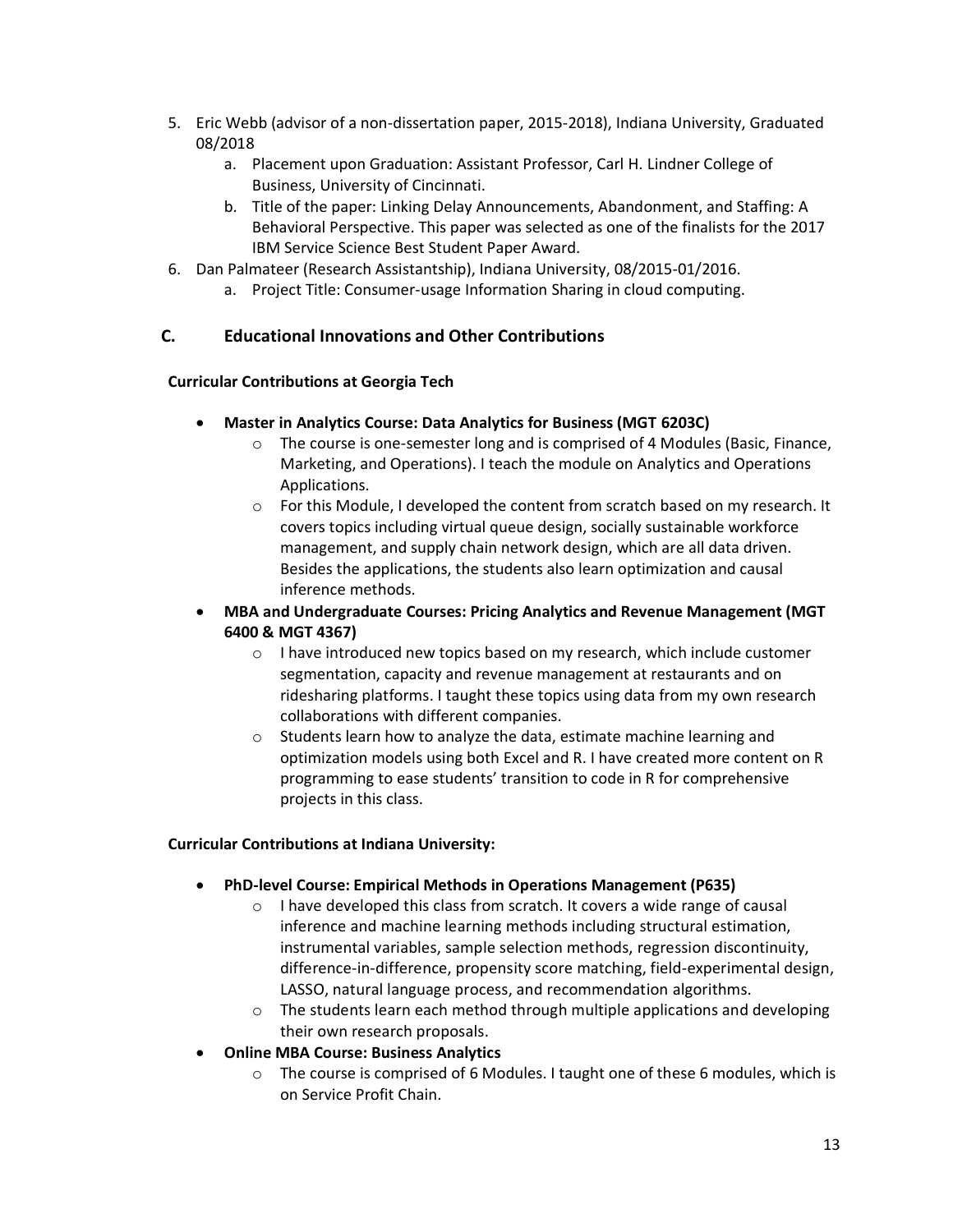5. Eric Webb (advisor of a non-dissertation paper, 2015-2018), Indiana University, Graduated 08/2018
    a. Placement upon Graduation: Assistant Professor, Carl H. Lindner College of Business, University of Cincinnati.
    b. Title of the paper: Linking Delay Announcements, Abandonment, and Staffing: A Behavioral Perspective. This paper was selected as one of the finalists for the 2017 IBM Service Science Best Student Paper Award.
6. Dan Palmateer (Research Assistantship), Indiana University, 08/2015-01/2016.
    a. Project Title: Consumer-usage Information Sharing in cloud computing.

## C. Educational Innovations and Other Contributions

**Curricular Contributions at Georgia Tech**

- **Master in Analytics Course: Data Analytics for Business (MGT 6203C)**
    - The course is one-semester long and is comprised of 4 Modules (Basic, Finance, Marketing, and Operations). I teach the module on Analytics and Operations Applications.
    - For this Module, I developed the content from scratch based on my research. It covers topics including virtual queue design, socially sustainable workforce management, and supply chain network design, which are all data driven. Besides the applications, the students also learn optimization and causal inference methods.
- **MBA and Undergraduate Courses: Pricing Analytics and Revenue Management (MGT 6400 & MGT 4367)**
    - I have introduced new topics based on my research, which include customer segmentation, capacity and revenue management at restaurants and on ridesharing platforms. I taught these topics using data from my own research collaborations with different companies.
    - Students learn how to analyze the data, estimate machine learning and optimization models using both Excel and R. I have created more content on R programming to ease students' transition to code in R for comprehensive projects in this class.

**Curricular Contributions at Indiana University:**

- **PhD-level Course: Empirical Methods in Operations Management (P635)**
    - I have developed this class from scratch. It covers a wide range of causal inference and machine learning methods including structural estimation, instrumental variables, sample selection methods, regression discontinuity, difference-in-difference, propensity score matching, field-experimental design, LASSO, natural language process, and recommendation algorithms.
    - The students learn each method through multiple applications and developing their own research proposals.
- **Online MBA Course: Business Analytics**
    - The course is comprised of 6 Modules. I taught one of these 6 modules, which is on Service Profit Chain.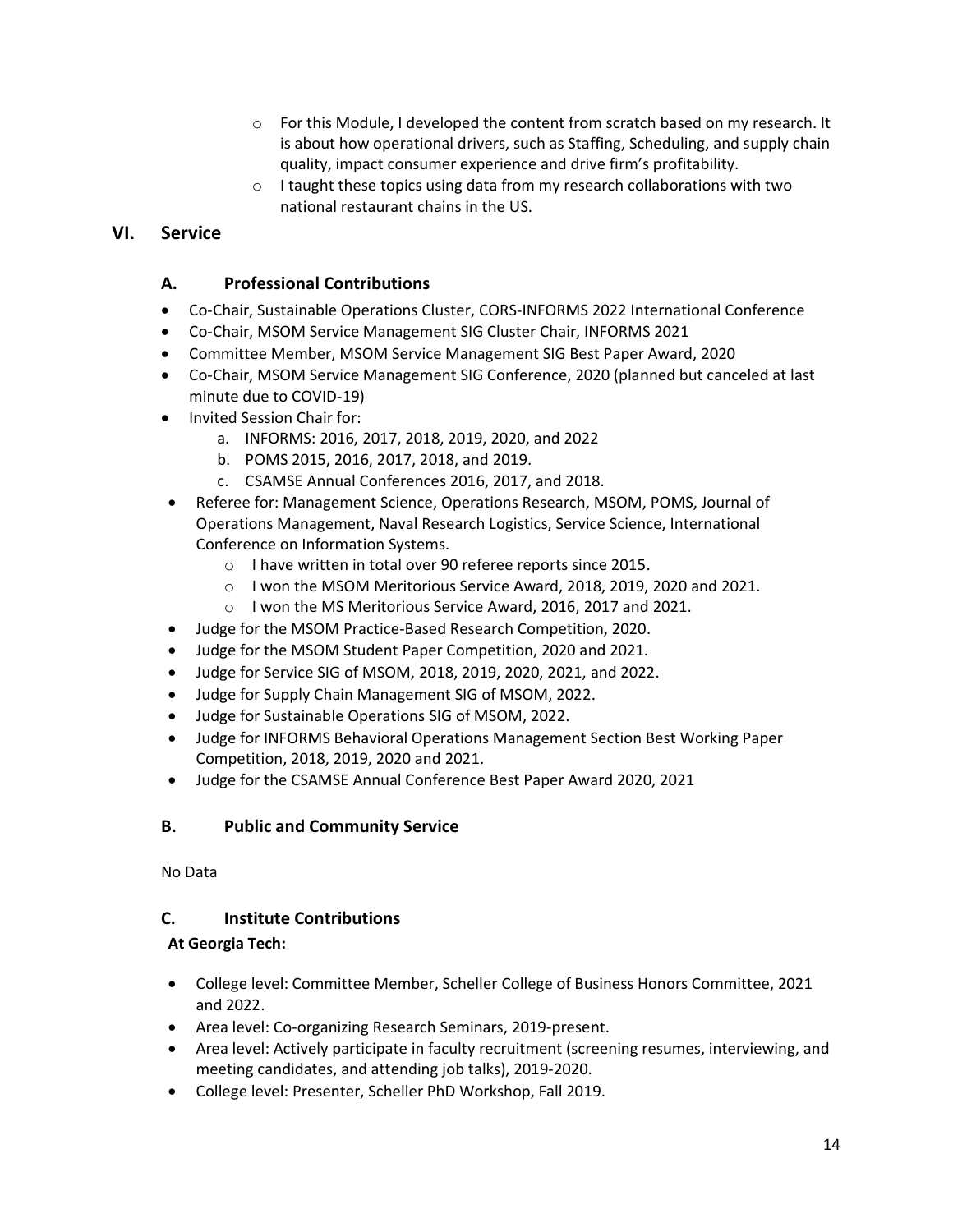- For this Module, I developed the content from scratch based on my research. It is about how operational drivers, such as Staffing, Scheduling, and supply chain quality, impact consumer experience and drive firm's profitability.
  - I taught these topics using data from my research collaborations with two national restaurant chains in the US.

## VI. Service

### A. Professional Contributions

- Co-Chair, Sustainable Operations Cluster, CORS-INFORMS 2022 International Conference
- Co-Chair, MSOM Service Management SIG Cluster Chair, INFORMS 2021
- Committee Member, MSOM Service Management SIG Best Paper Award, 2020
- Co-Chair, MSOM Service Management SIG Conference, 2020 (planned but canceled at last minute due to COVID-19)
- Invited Session Chair for:
  a. INFORMS: 2016, 2017, 2018, 2019, 2020, and 2022
  b. POMS 2015, 2016, 2017, 2018, and 2019.
  c. CSAMSE Annual Conferences 2016, 2017, and 2018.
- Referee for: Management Science, Operations Research, MSOM, POMS, Journal of Operations Management, Naval Research Logistics, Service Science, International Conference on Information Systems.
  - I have written in total over 90 referee reports since 2015.
  - I won the MSOM Meritorious Service Award, 2018, 2019, 2020 and 2021.
  - I won the MS Meritorious Service Award, 2016, 2017 and 2021.
- Judge for the MSOM Practice-Based Research Competition, 2020.
- Judge for the MSOM Student Paper Competition, 2020 and 2021.
- Judge for Service SIG of MSOM, 2018, 2019, 2020, 2021, and 2022.
- Judge for Supply Chain Management SIG of MSOM, 2022.
- Judge for Sustainable Operations SIG of MSOM, 2022.
- Judge for INFORMS Behavioral Operations Management Section Best Working Paper Competition, 2018, 2019, 2020 and 2021.
- Judge for the CSAMSE Annual Conference Best Paper Award 2020, 2021

### B. Public and Community Service

No Data

### C. Institute Contributions

**At Georgia Tech:**

- College level: Committee Member, Scheller College of Business Honors Committee, 2021 and 2022.
- Area level: Co-organizing Research Seminars, 2019-present.
- Area level: Actively participate in faculty recruitment (screening resumes, interviewing, and meeting candidates, and attending job talks), 2019-2020.
- College level: Presenter, Scheller PhD Workshop, Fall 2019.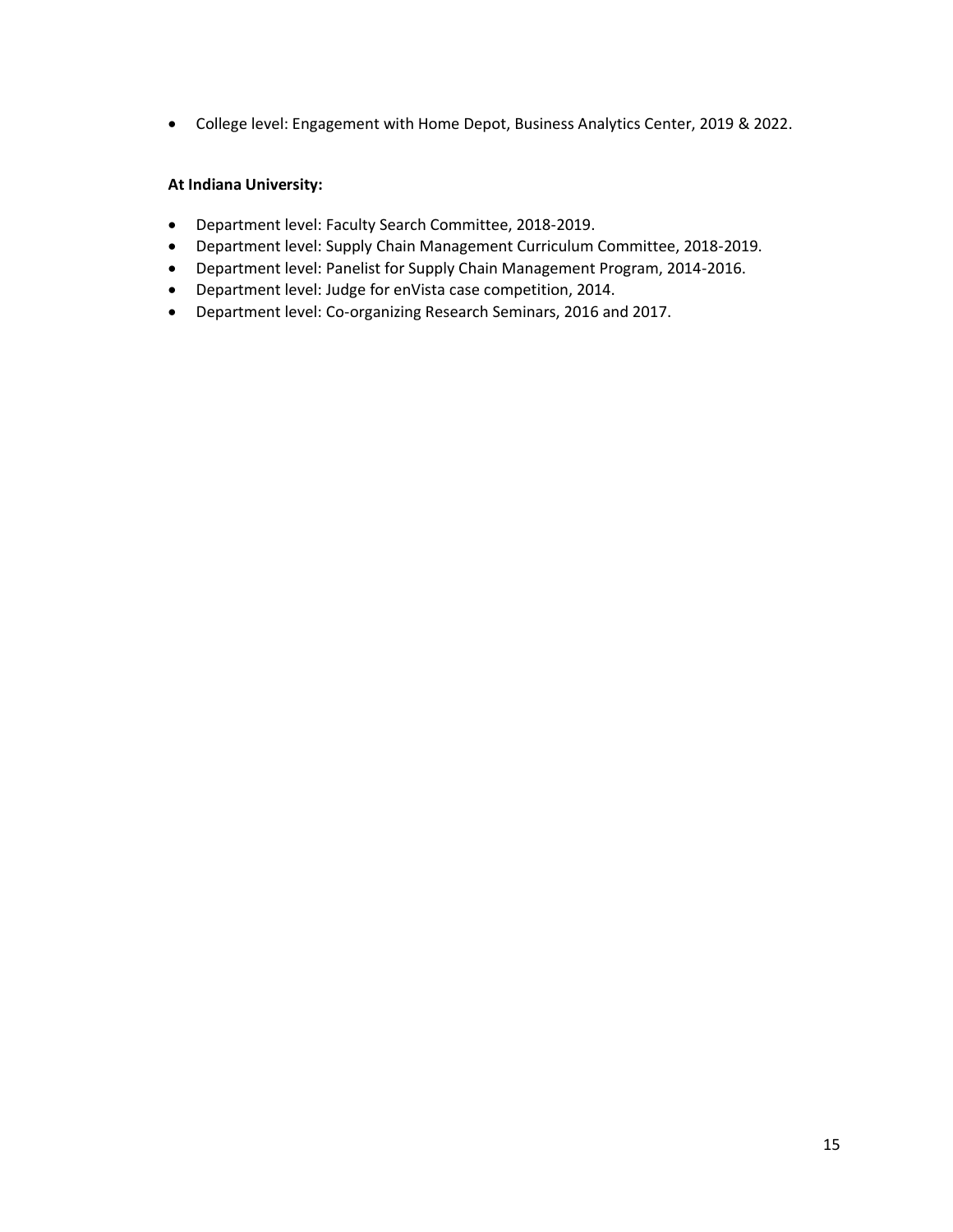- College level: Engagement with Home Depot, Business Analytics Center, 2019 & 2022.

**At Indiana University:**

- Department level: Faculty Search Committee, 2018-2019.
- Department level: Supply Chain Management Curriculum Committee, 2018-2019.
- Department level: Panelist for Supply Chain Management Program, 2014-2016.
- Department level: Judge for enVista case competition, 2014.
- Department level: Co-organizing Research Seminars, 2016 and 2017.